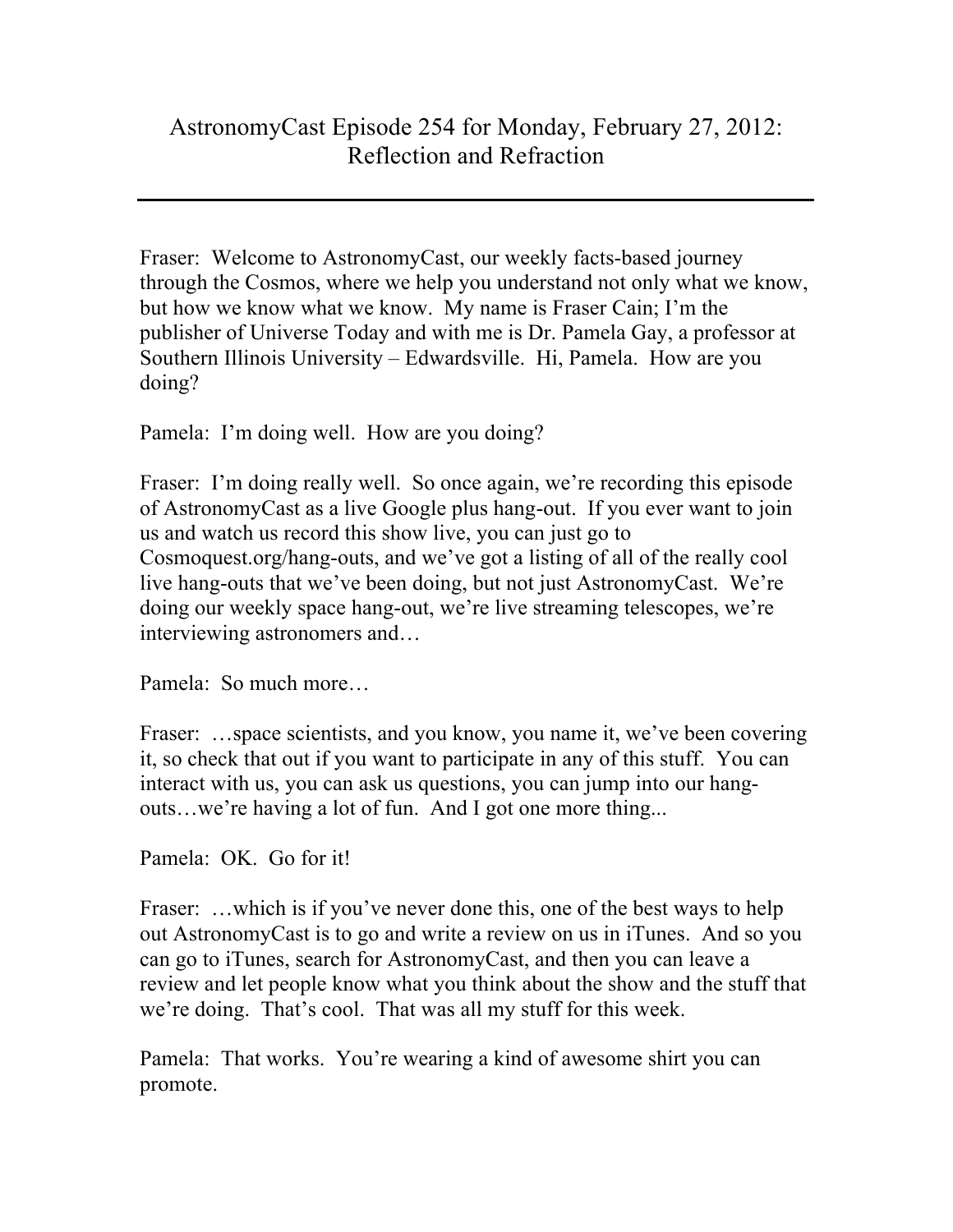# AstronomyCast Episode 254 for Monday, February 27, 2012: Reflection and Refraction

---

Fraser: Welcome to AstronomyCast, our weekly facts-based journey through the Cosmos, where we help you understand not only what we know, but how we know what we know. My name is Fraser Cain; I'm the publisher of Universe Today and with me is Dr. Pamela Gay, a professor at Southern Illinois University – Edwardsville. Hi, Pamela. How are you doing?

Pamela: I'm doing well. How are you doing?

Fraser: I'm doing really well. So once again, we're recording this episode of AstronomyCast as a live Google plus hang-out. If you ever want to join us and watch us record this show live, you can just go to Cosmoquest.org/hang-outs, and we've got a listing of all of the really cool live hang-outs that we've been doing, but not just AstronomyCast. We're doing our weekly space hang-out, we're live streaming telescopes, we're interviewing astronomers and…

Pamela: So much more…

Fraser: …space scientists, and you know, you name it, we've been covering it, so check that out if you want to participate in any of this stuff. You can interact with us, you can ask us questions, you can jump into our hang-outs…we're having a lot of fun. And I got one more thing...

Pamela: OK. Go for it!

Fraser: …which is if you've never done this, one of the best ways to help out AstronomyCast is to go and write a review on us in iTunes. And so you can go to iTunes, search for AstronomyCast, and then you can leave a review and let people know what you think about the show and the stuff that we're doing. That's cool. That was all my stuff for this week.

Pamela: That works. You're wearing a kind of awesome shirt you can promote.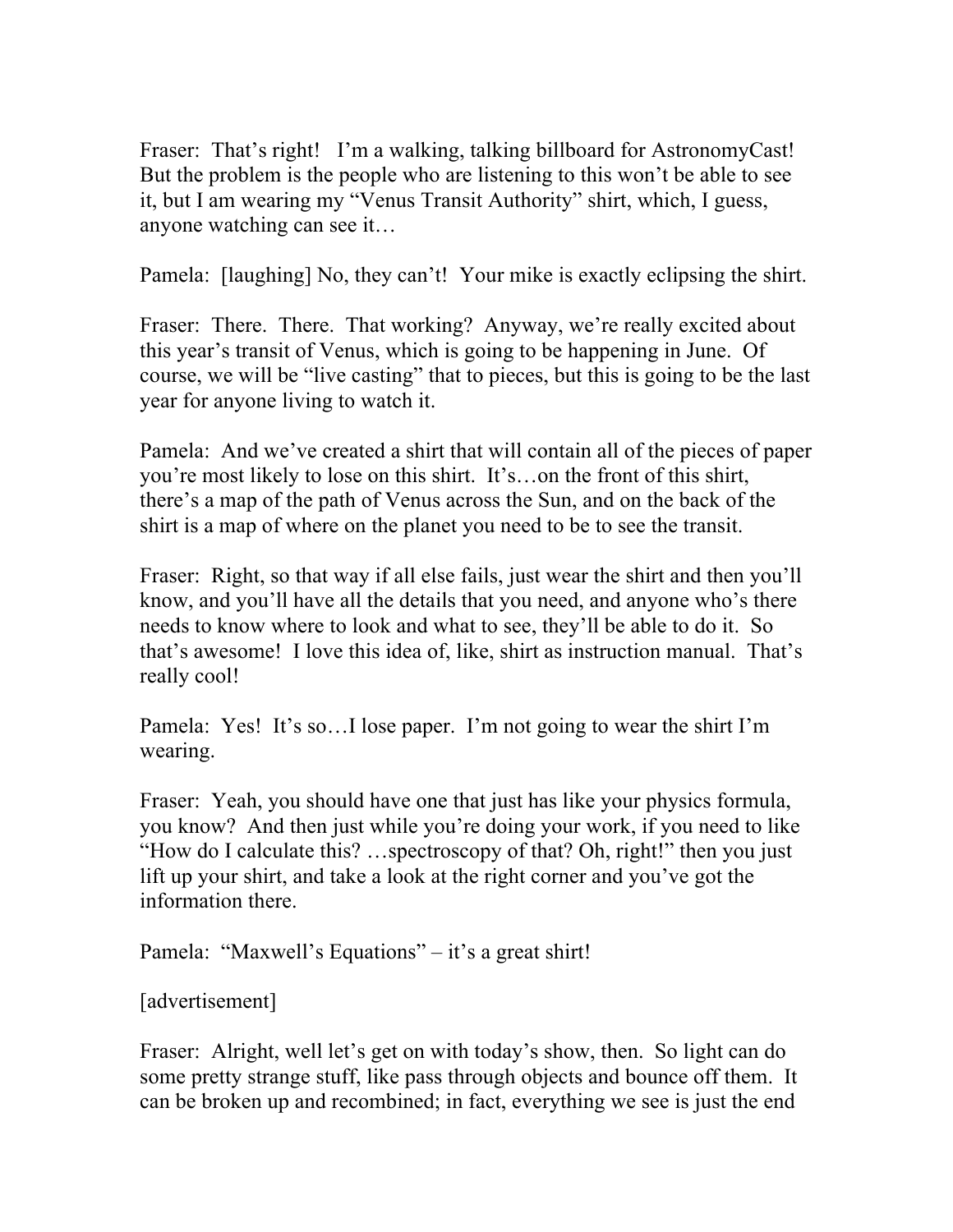Fraser: That's right! I'm a walking, talking billboard for AstronomyCast! But the problem is the people who are listening to this won't be able to see it, but I am wearing my "Venus Transit Authority" shirt, which, I guess, anyone watching can see it…

Pamela: [laughing] No, they can't! Your mike is exactly eclipsing the shirt.

Fraser: There. There. That working? Anyway, we're really excited about this year's transit of Venus, which is going to be happening in June. Of course, we will be "live casting" that to pieces, but this is going to be the last year for anyone living to watch it.

Pamela: And we've created a shirt that will contain all of the pieces of paper you're most likely to lose on this shirt. It's…on the front of this shirt, there's a map of the path of Venus across the Sun, and on the back of the shirt is a map of where on the planet you need to be to see the transit.

Fraser: Right, so that way if all else fails, just wear the shirt and then you'll know, and you'll have all the details that you need, and anyone who's there needs to know where to look and what to see, they'll be able to do it. So that's awesome! I love this idea of, like, shirt as instruction manual. That's really cool!

Pamela: Yes! It's so…I lose paper. I'm not going to wear the shirt I'm wearing.

Fraser: Yeah, you should have one that just has like your physics formula, you know? And then just while you're doing your work, if you need to like "How do I calculate this? …spectroscopy of that? Oh, right!" then you just lift up your shirt, and take a look at the right corner and you've got the information there.

Pamela: "Maxwell's Equations" – it's a great shirt!

[advertisement]

Fraser: Alright, well let's get on with today's show, then. So light can do some pretty strange stuff, like pass through objects and bounce off them. It can be broken up and recombined; in fact, everything we see is just the end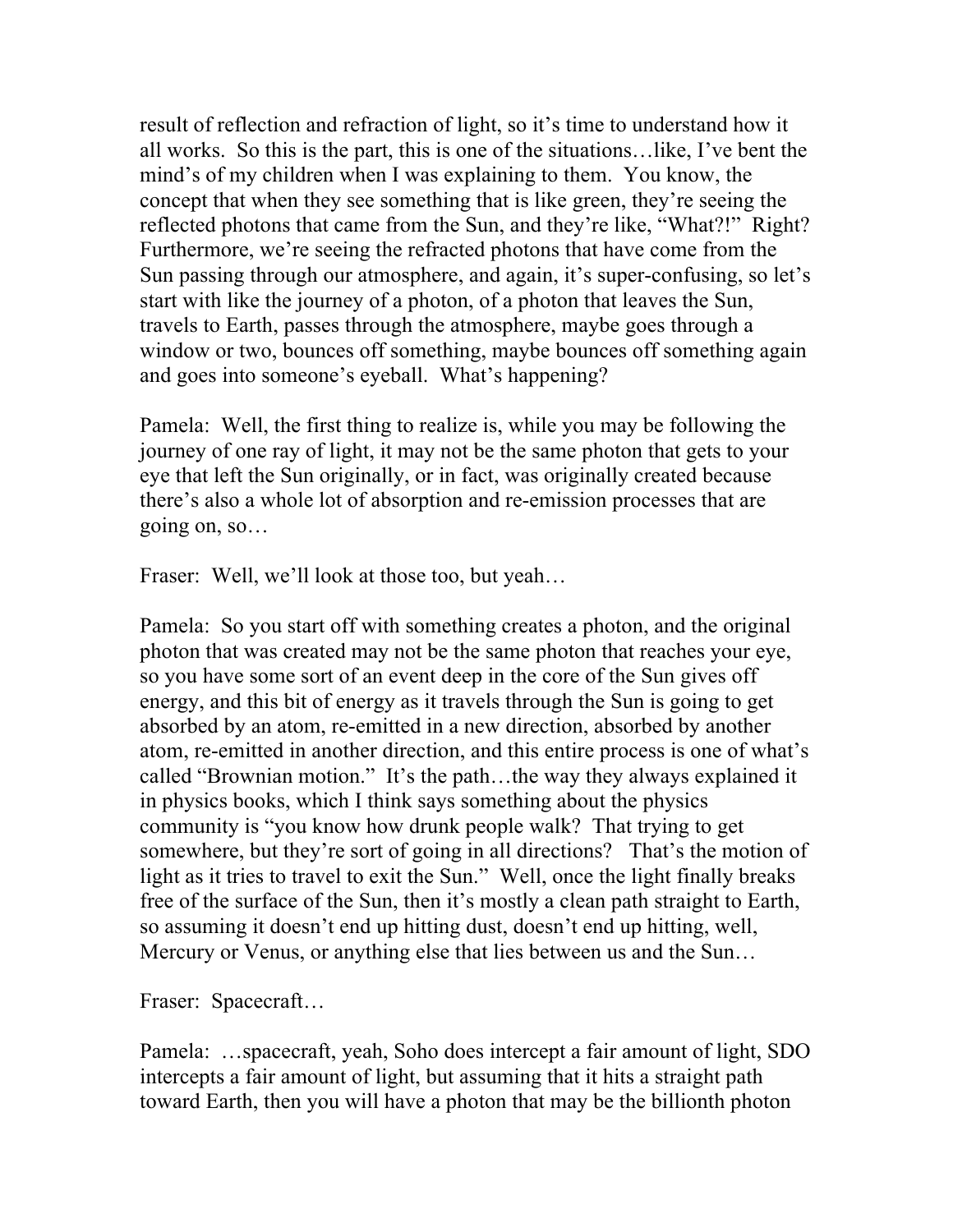result of reflection and refraction of light, so it's time to understand how it all works. So this is the part, this is one of the situations…like, I've bent the mind's of my children when I was explaining to them. You know, the concept that when they see something that is like green, they're seeing the reflected photons that came from the Sun, and they're like, "What?!" Right? Furthermore, we're seeing the refracted photons that have come from the Sun passing through our atmosphere, and again, it's super-confusing, so let's start with like the journey of a photon, of a photon that leaves the Sun, travels to Earth, passes through the atmosphere, maybe goes through a window or two, bounces off something, maybe bounces off something again and goes into someone's eyeball. What's happening?

Pamela: Well, the first thing to realize is, while you may be following the journey of one ray of light, it may not be the same photon that gets to your eye that left the Sun originally, or in fact, was originally created because there's also a whole lot of absorption and re-emission processes that are going on, so…

Fraser: Well, we'll look at those too, but yeah…

Pamela: So you start off with something creates a photon, and the original photon that was created may not be the same photon that reaches your eye, so you have some sort of an event deep in the core of the Sun gives off energy, and this bit of energy as it travels through the Sun is going to get absorbed by an atom, re-emitted in a new direction, absorbed by another atom, re-emitted in another direction, and this entire process is one of what's called "Brownian motion." It's the path…the way they always explained it in physics books, which I think says something about the physics community is "you know how drunk people walk? That trying to get somewhere, but they're sort of going in all directions? That's the motion of light as it tries to travel to exit the Sun." Well, once the light finally breaks free of the surface of the Sun, then it's mostly a clean path straight to Earth, so assuming it doesn't end up hitting dust, doesn't end up hitting, well, Mercury or Venus, or anything else that lies between us and the Sun…

Fraser: Spacecraft…

Pamela: …spacecraft, yeah, Soho does intercept a fair amount of light, SDO intercepts a fair amount of light, but assuming that it hits a straight path toward Earth, then you will have a photon that may be the billionth photon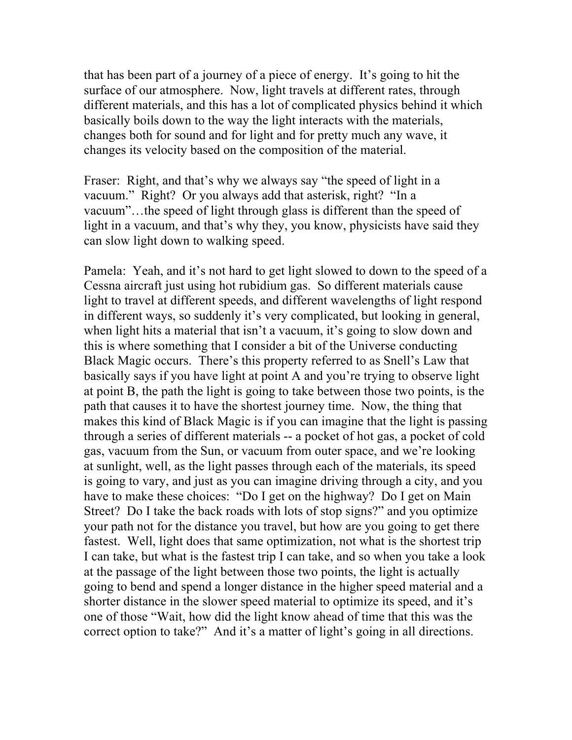that has been part of a journey of a piece of energy. It's going to hit the surface of our atmosphere. Now, light travels at different rates, through different materials, and this has a lot of complicated physics behind it which basically boils down to the way the light interacts with the materials, changes both for sound and for light and for pretty much any wave, it changes its velocity based on the composition of the material.

Fraser: Right, and that's why we always say "the speed of light in a vacuum." Right? Or you always add that asterisk, right? "In a vacuum"…the speed of light through glass is different than the speed of light in a vacuum, and that's why they, you know, physicists have said they can slow light down to walking speed.

Pamela: Yeah, and it's not hard to get light slowed to down to the speed of a Cessna aircraft just using hot rubidium gas. So different materials cause light to travel at different speeds, and different wavelengths of light respond in different ways, so suddenly it's very complicated, but looking in general, when light hits a material that isn't a vacuum, it's going to slow down and this is where something that I consider a bit of the Universe conducting Black Magic occurs. There's this property referred to as Snell's Law that basically says if you have light at point A and you're trying to observe light at point B, the path the light is going to take between those two points, is the path that causes it to have the shortest journey time. Now, the thing that makes this kind of Black Magic is if you can imagine that the light is passing through a series of different materials -- a pocket of hot gas, a pocket of cold gas, vacuum from the Sun, or vacuum from outer space, and we're looking at sunlight, well, as the light passes through each of the materials, its speed is going to vary, and just as you can imagine driving through a city, and you have to make these choices: "Do I get on the highway? Do I get on Main Street? Do I take the back roads with lots of stop signs?" and you optimize your path not for the distance you travel, but how are you going to get there fastest. Well, light does that same optimization, not what is the shortest trip I can take, but what is the fastest trip I can take, and so when you take a look at the passage of the light between those two points, the light is actually going to bend and spend a longer distance in the higher speed material and a shorter distance in the slower speed material to optimize its speed, and it's one of those "Wait, how did the light know ahead of time that this was the correct option to take?" And it's a matter of light's going in all directions.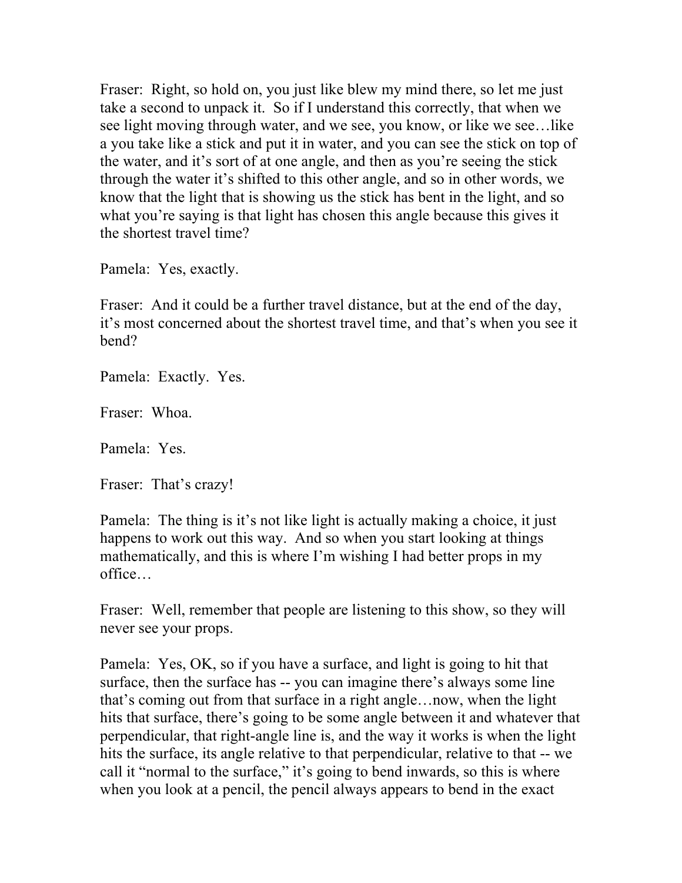Fraser: Right, so hold on, you just like blew my mind there, so let me just take a second to unpack it. So if I understand this correctly, that when we see light moving through water, and we see, you know, or like we see…like a you take like a stick and put it in water, and you can see the stick on top of the water, and it's sort of at one angle, and then as you're seeing the stick through the water it's shifted to this other angle, and so in other words, we know that the light that is showing us the stick has bent in the light, and so what you're saying is that light has chosen this angle because this gives it the shortest travel time?

Pamela: Yes, exactly.

Fraser: And it could be a further travel distance, but at the end of the day, it's most concerned about the shortest travel time, and that's when you see it bend?

Pamela: Exactly. Yes.

Fraser: Whoa.

Pamela: Yes.

Fraser: That's crazy!

Pamela: The thing is it's not like light is actually making a choice, it just happens to work out this way. And so when you start looking at things mathematically, and this is where I'm wishing I had better props in my office…

Fraser: Well, remember that people are listening to this show, so they will never see your props.

Pamela: Yes, OK, so if you have a surface, and light is going to hit that surface, then the surface has -- you can imagine there's always some line that's coming out from that surface in a right angle…now, when the light hits that surface, there's going to be some angle between it and whatever that perpendicular, that right-angle line is, and the way it works is when the light hits the surface, its angle relative to that perpendicular, relative to that -- we call it "normal to the surface," it's going to bend inwards, so this is where when you look at a pencil, the pencil always appears to bend in the exact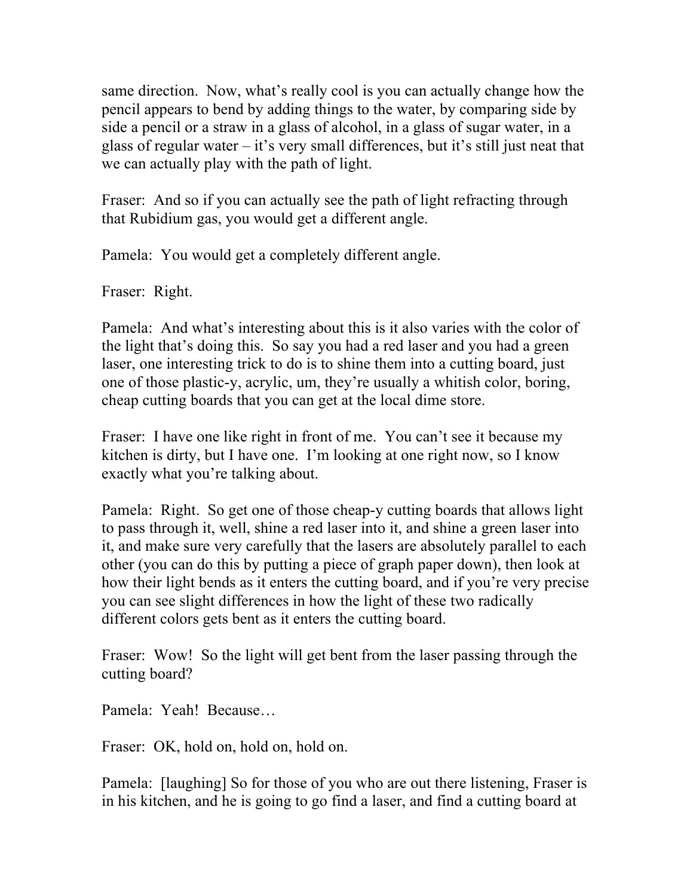same direction. Now, what's really cool is you can actually change how the pencil appears to bend by adding things to the water, by comparing side by side a pencil or a straw in a glass of alcohol, in a glass of sugar water, in a glass of regular water – it's very small differences, but it's still just neat that we can actually play with the path of light.

Fraser: And so if you can actually see the path of light refracting through that Rubidium gas, you would get a different angle.

Pamela: You would get a completely different angle.

Fraser: Right.

Pamela: And what's interesting about this is it also varies with the color of the light that's doing this. So say you had a red laser and you had a green laser, one interesting trick to do is to shine them into a cutting board, just one of those plastic-y, acrylic, um, they're usually a whitish color, boring, cheap cutting boards that you can get at the local dime store.

Fraser: I have one like right in front of me. You can't see it because my kitchen is dirty, but I have one. I'm looking at one right now, so I know exactly what you're talking about.

Pamela: Right. So get one of those cheap-y cutting boards that allows light to pass through it, well, shine a red laser into it, and shine a green laser into it, and make sure very carefully that the lasers are absolutely parallel to each other (you can do this by putting a piece of graph paper down), then look at how their light bends as it enters the cutting board, and if you're very precise you can see slight differences in how the light of these two radically different colors gets bent as it enters the cutting board.

Fraser: Wow! So the light will get bent from the laser passing through the cutting board?

Pamela: Yeah! Because…

Fraser: OK, hold on, hold on, hold on.

Pamela: [laughing] So for those of you who are out there listening, Fraser is in his kitchen, and he is going to go find a laser, and find a cutting board at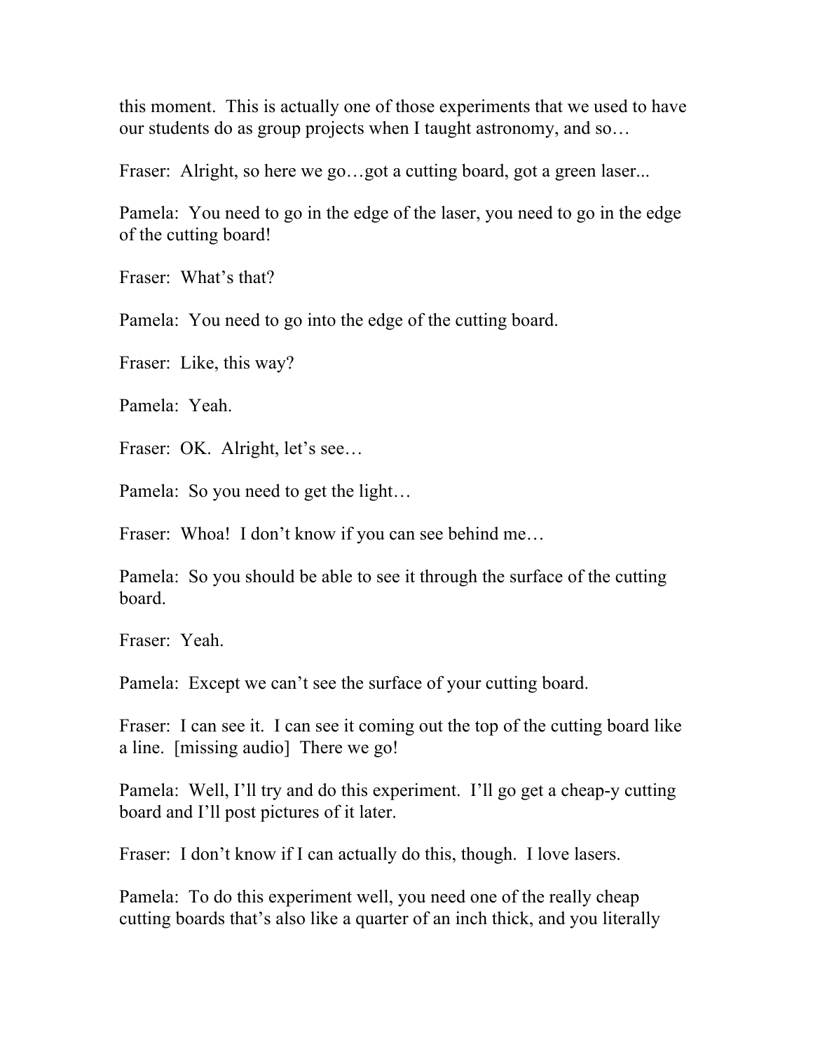this moment. This is actually one of those experiments that we used to have our students do as group projects when I taught astronomy, and so…

Fraser: Alright, so here we go…got a cutting board, got a green laser...

Pamela: You need to go in the edge of the laser, you need to go in the edge of the cutting board!

Fraser: What's that?

Pamela: You need to go into the edge of the cutting board.

Fraser: Like, this way?

Pamela: Yeah.

Fraser: OK. Alright, let's see…

Pamela: So you need to get the light…

Fraser: Whoa! I don't know if you can see behind me…

Pamela: So you should be able to see it through the surface of the cutting board.

Fraser: Yeah.

Pamela: Except we can't see the surface of your cutting board.

Fraser: I can see it. I can see it coming out the top of the cutting board like a line. [missing audio] There we go!

Pamela: Well, I'll try and do this experiment. I'll go get a cheap-y cutting board and I'll post pictures of it later.

Fraser: I don't know if I can actually do this, though. I love lasers.

Pamela: To do this experiment well, you need one of the really cheap cutting boards that's also like a quarter of an inch thick, and you literally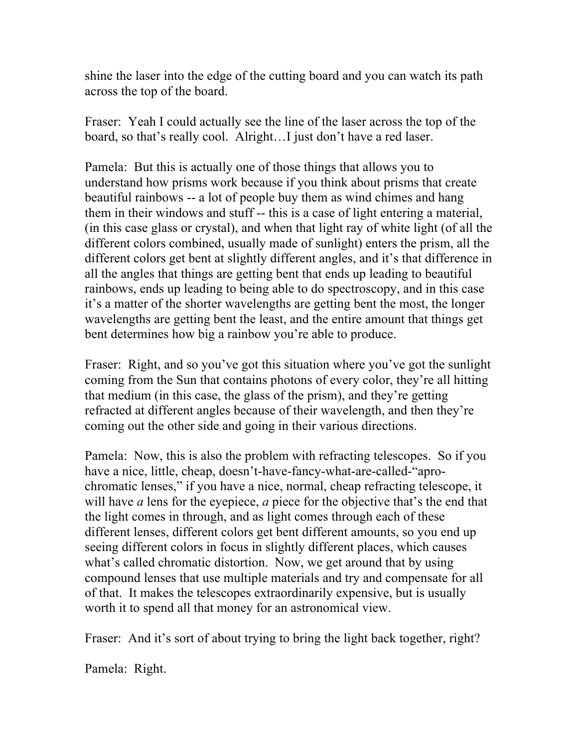shine the laser into the edge of the cutting board and you can watch its path across the top of the board.

Fraser: Yeah I could actually see the line of the laser across the top of the board, so that's really cool. Alright…I just don't have a red laser.

Pamela: But this is actually one of those things that allows you to understand how prisms work because if you think about prisms that create beautiful rainbows -- a lot of people buy them as wind chimes and hang them in their windows and stuff -- this is a case of light entering a material, (in this case glass or crystal), and when that light ray of white light (of all the different colors combined, usually made of sunlight) enters the prism, all the different colors get bent at slightly different angles, and it's that difference in all the angles that things are getting bent that ends up leading to beautiful rainbows, ends up leading to being able to do spectroscopy, and in this case it's a matter of the shorter wavelengths are getting bent the most, the longer wavelengths are getting bent the least, and the entire amount that things get bent determines how big a rainbow you're able to produce.

Fraser: Right, and so you've got this situation where you've got the sunlight coming from the Sun that contains photons of every color, they're all hitting that medium (in this case, the glass of the prism), and they're getting refracted at different angles because of their wavelength, and then they're coming out the other side and going in their various directions.

Pamela: Now, this is also the problem with refracting telescopes. So if you have a nice, little, cheap, doesn't-have-fancy-what-are-called-"apro-chromatic lenses," if you have a nice, normal, cheap refracting telescope, it will have *a* lens for the eyepiece, *a* piece for the objective that's the end that the light comes in through, and as light comes through each of these different lenses, different colors get bent different amounts, so you end up seeing different colors in focus in slightly different places, which causes what's called chromatic distortion. Now, we get around that by using compound lenses that use multiple materials and try and compensate for all of that. It makes the telescopes extraordinarily expensive, but is usually worth it to spend all that money for an astronomical view.

Fraser: And it's sort of about trying to bring the light back together, right?

Pamela: Right.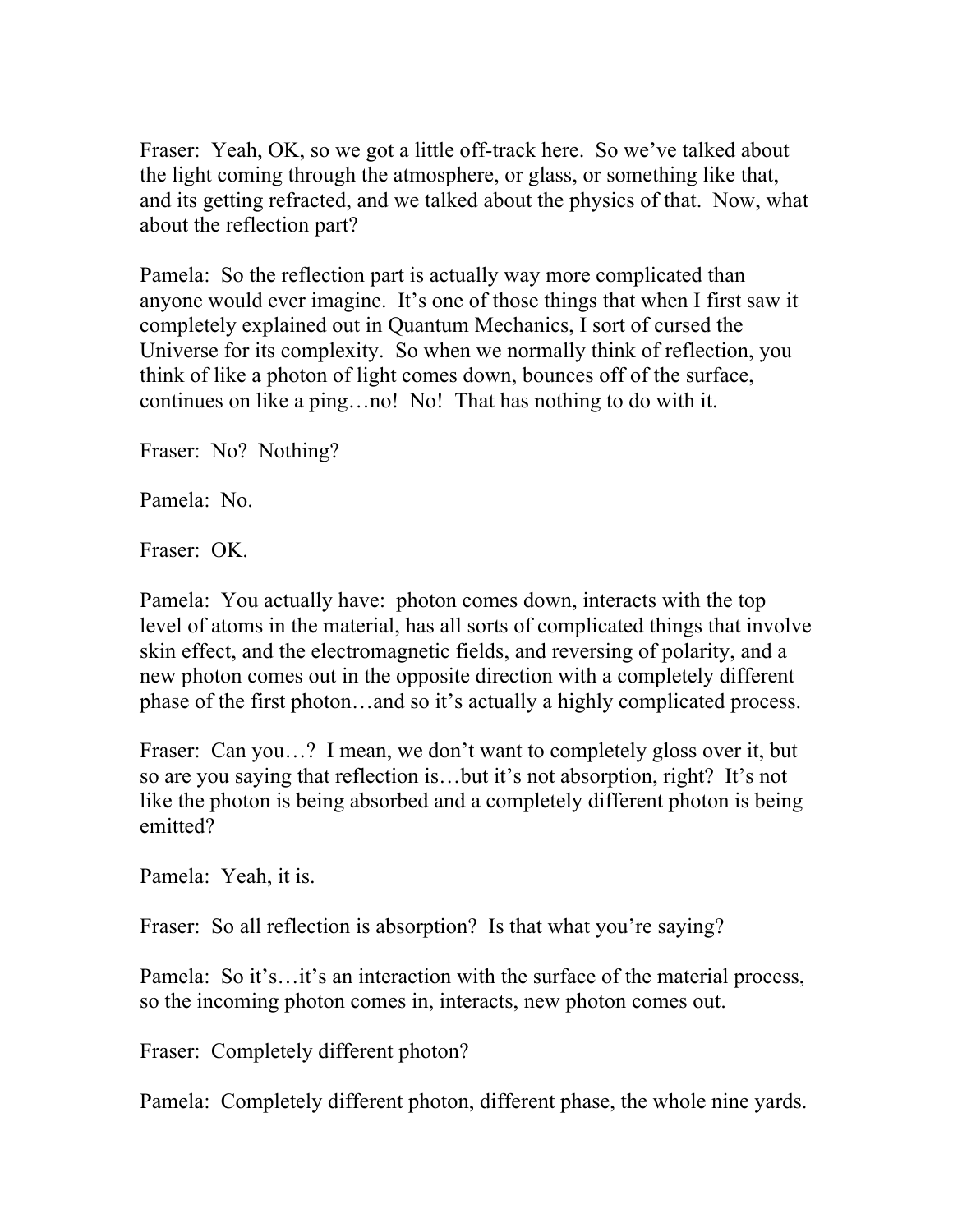Fraser: Yeah, OK, so we got a little off-track here. So we've talked about the light coming through the atmosphere, or glass, or something like that, and its getting refracted, and we talked about the physics of that. Now, what about the reflection part?

Pamela: So the reflection part is actually way more complicated than anyone would ever imagine. It's one of those things that when I first saw it completely explained out in Quantum Mechanics, I sort of cursed the Universe for its complexity. So when we normally think of reflection, you think of like a photon of light comes down, bounces off of the surface, continues on like a ping…no! No! That has nothing to do with it.

Fraser: No? Nothing?

Pamela: No.

Fraser: OK.

Pamela: You actually have: photon comes down, interacts with the top level of atoms in the material, has all sorts of complicated things that involve skin effect, and the electromagnetic fields, and reversing of polarity, and a new photon comes out in the opposite direction with a completely different phase of the first photon…and so it's actually a highly complicated process.

Fraser: Can you…? I mean, we don't want to completely gloss over it, but so are you saying that reflection is…but it's not absorption, right? It's not like the photon is being absorbed and a completely different photon is being emitted?

Pamela: Yeah, it is.

Fraser: So all reflection is absorption? Is that what you're saying?

Pamela: So it's…it's an interaction with the surface of the material process, so the incoming photon comes in, interacts, new photon comes out.

Fraser: Completely different photon?

Pamela: Completely different photon, different phase, the whole nine yards.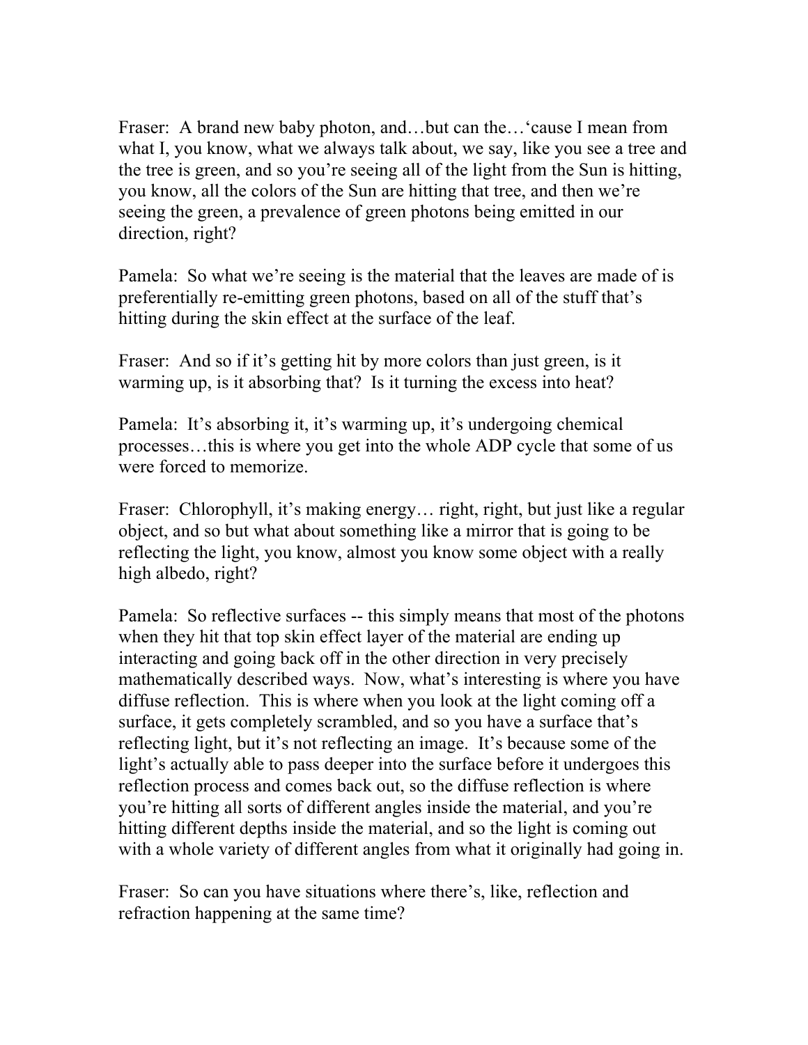Fraser: A brand new baby photon, and…but can the…'cause I mean from what I, you know, what we always talk about, we say, like you see a tree and the tree is green, and so you're seeing all of the light from the Sun is hitting, you know, all the colors of the Sun are hitting that tree, and then we're seeing the green, a prevalence of green photons being emitted in our direction, right?

Pamela: So what we're seeing is the material that the leaves are made of is preferentially re-emitting green photons, based on all of the stuff that's hitting during the skin effect at the surface of the leaf.

Fraser: And so if it's getting hit by more colors than just green, is it warming up, is it absorbing that? Is it turning the excess into heat?

Pamela: It's absorbing it, it's warming up, it's undergoing chemical processes…this is where you get into the whole ADP cycle that some of us were forced to memorize.

Fraser: Chlorophyll, it's making energy… right, right, but just like a regular object, and so but what about something like a mirror that is going to be reflecting the light, you know, almost you know some object with a really high albedo, right?

Pamela: So reflective surfaces -- this simply means that most of the photons when they hit that top skin effect layer of the material are ending up interacting and going back off in the other direction in very precisely mathematically described ways. Now, what's interesting is where you have diffuse reflection. This is where when you look at the light coming off a surface, it gets completely scrambled, and so you have a surface that's reflecting light, but it's not reflecting an image. It's because some of the light's actually able to pass deeper into the surface before it undergoes this reflection process and comes back out, so the diffuse reflection is where you're hitting all sorts of different angles inside the material, and you're hitting different depths inside the material, and so the light is coming out with a whole variety of different angles from what it originally had going in.

Fraser: So can you have situations where there's, like, reflection and refraction happening at the same time?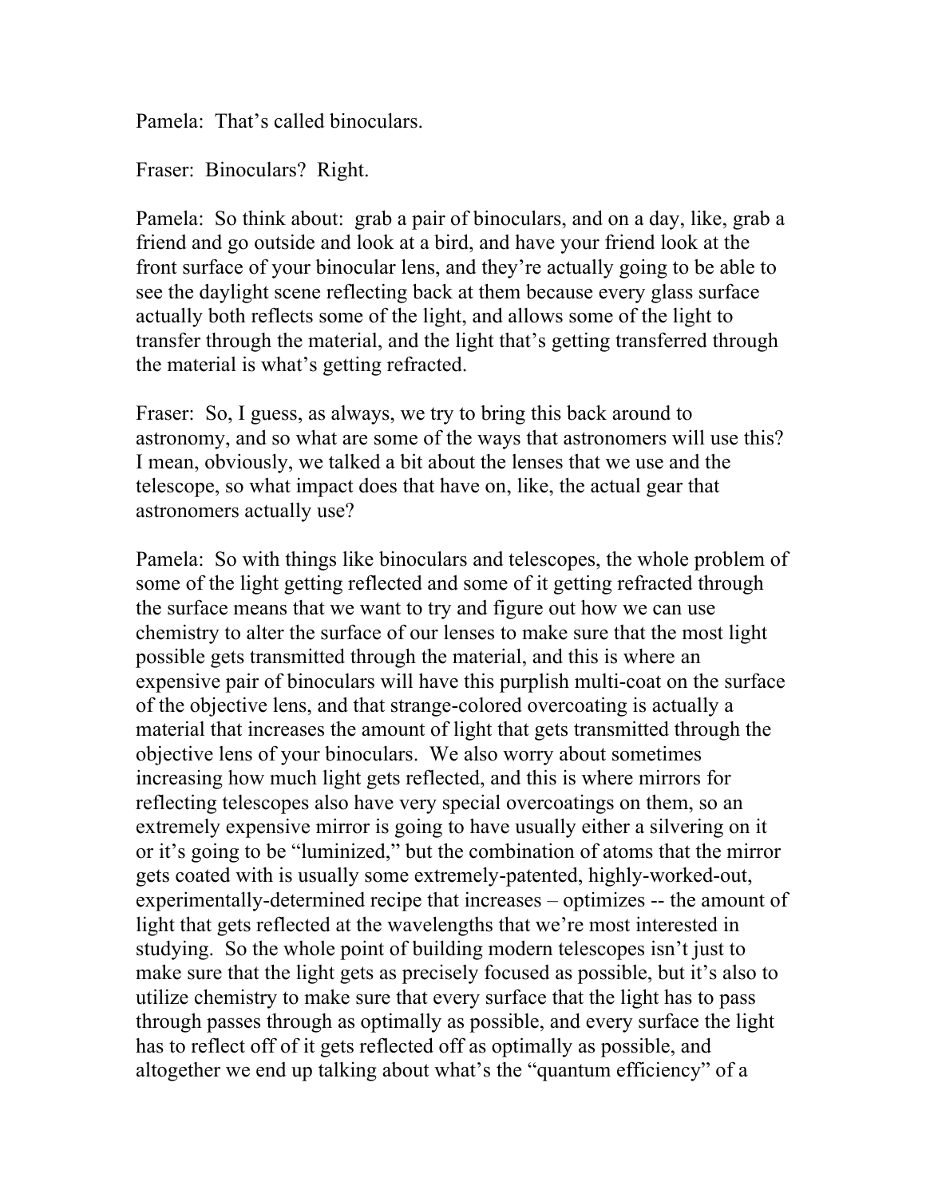Pamela: That's called binoculars.

Fraser: Binoculars? Right.

Pamela: So think about: grab a pair of binoculars, and on a day, like, grab a friend and go outside and look at a bird, and have your friend look at the front surface of your binocular lens, and they're actually going to be able to see the daylight scene reflecting back at them because every glass surface actually both reflects some of the light, and allows some of the light to transfer through the material, and the light that's getting transferred through the material is what's getting refracted.

Fraser: So, I guess, as always, we try to bring this back around to astronomy, and so what are some of the ways that astronomers will use this? I mean, obviously, we talked a bit about the lenses that we use and the telescope, so what impact does that have on, like, the actual gear that astronomers actually use?

Pamela: So with things like binoculars and telescopes, the whole problem of some of the light getting reflected and some of it getting refracted through the surface means that we want to try and figure out how we can use chemistry to alter the surface of our lenses to make sure that the most light possible gets transmitted through the material, and this is where an expensive pair of binoculars will have this purplish multi-coat on the surface of the objective lens, and that strange-colored overcoating is actually a material that increases the amount of light that gets transmitted through the objective lens of your binoculars. We also worry about sometimes increasing how much light gets reflected, and this is where mirrors for reflecting telescopes also have very special overcoatings on them, so an extremely expensive mirror is going to have usually either a silvering on it or it's going to be "luminized," but the combination of atoms that the mirror gets coated with is usually some extremely-patented, highly-worked-out, experimentally-determined recipe that increases – optimizes -- the amount of light that gets reflected at the wavelengths that we're most interested in studying. So the whole point of building modern telescopes isn't just to make sure that the light gets as precisely focused as possible, but it's also to utilize chemistry to make sure that every surface that the light has to pass through passes through as optimally as possible, and every surface the light has to reflect off of it gets reflected off as optimally as possible, and altogether we end up talking about what's the "quantum efficiency" of a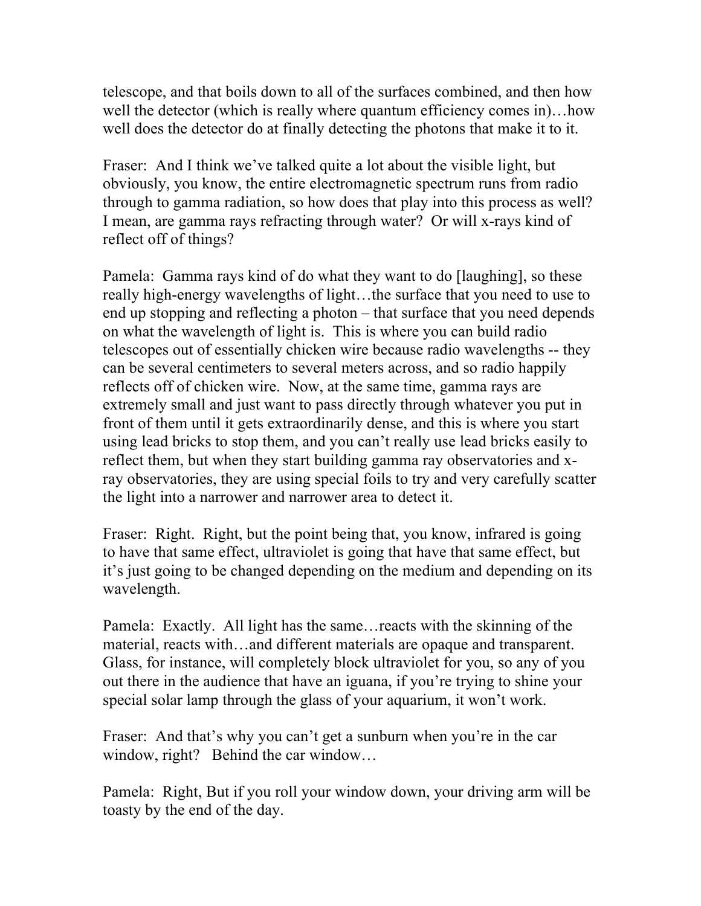telescope, and that boils down to all of the surfaces combined, and then how well the detector (which is really where quantum efficiency comes in)…how well does the detector do at finally detecting the photons that make it to it.

Fraser: And I think we've talked quite a lot about the visible light, but obviously, you know, the entire electromagnetic spectrum runs from radio through to gamma radiation, so how does that play into this process as well? I mean, are gamma rays refracting through water? Or will x-rays kind of reflect off of things?

Pamela: Gamma rays kind of do what they want to do [laughing], so these really high-energy wavelengths of light…the surface that you need to use to end up stopping and reflecting a photon – that surface that you need depends on what the wavelength of light is. This is where you can build radio telescopes out of essentially chicken wire because radio wavelengths -- they can be several centimeters to several meters across, and so radio happily reflects off of chicken wire. Now, at the same time, gamma rays are extremely small and just want to pass directly through whatever you put in front of them until it gets extraordinarily dense, and this is where you start using lead bricks to stop them, and you can't really use lead bricks easily to reflect them, but when they start building gamma ray observatories and x-ray observatories, they are using special foils to try and very carefully scatter the light into a narrower and narrower area to detect it.

Fraser: Right. Right, but the point being that, you know, infrared is going to have that same effect, ultraviolet is going that have that same effect, but it's just going to be changed depending on the medium and depending on its wavelength.

Pamela: Exactly. All light has the same…reacts with the skinning of the material, reacts with…and different materials are opaque and transparent. Glass, for instance, will completely block ultraviolet for you, so any of you out there in the audience that have an iguana, if you're trying to shine your special solar lamp through the glass of your aquarium, it won't work.

Fraser: And that's why you can't get a sunburn when you're in the car window, right? Behind the car window…

Pamela: Right, But if you roll your window down, your driving arm will be toasty by the end of the day.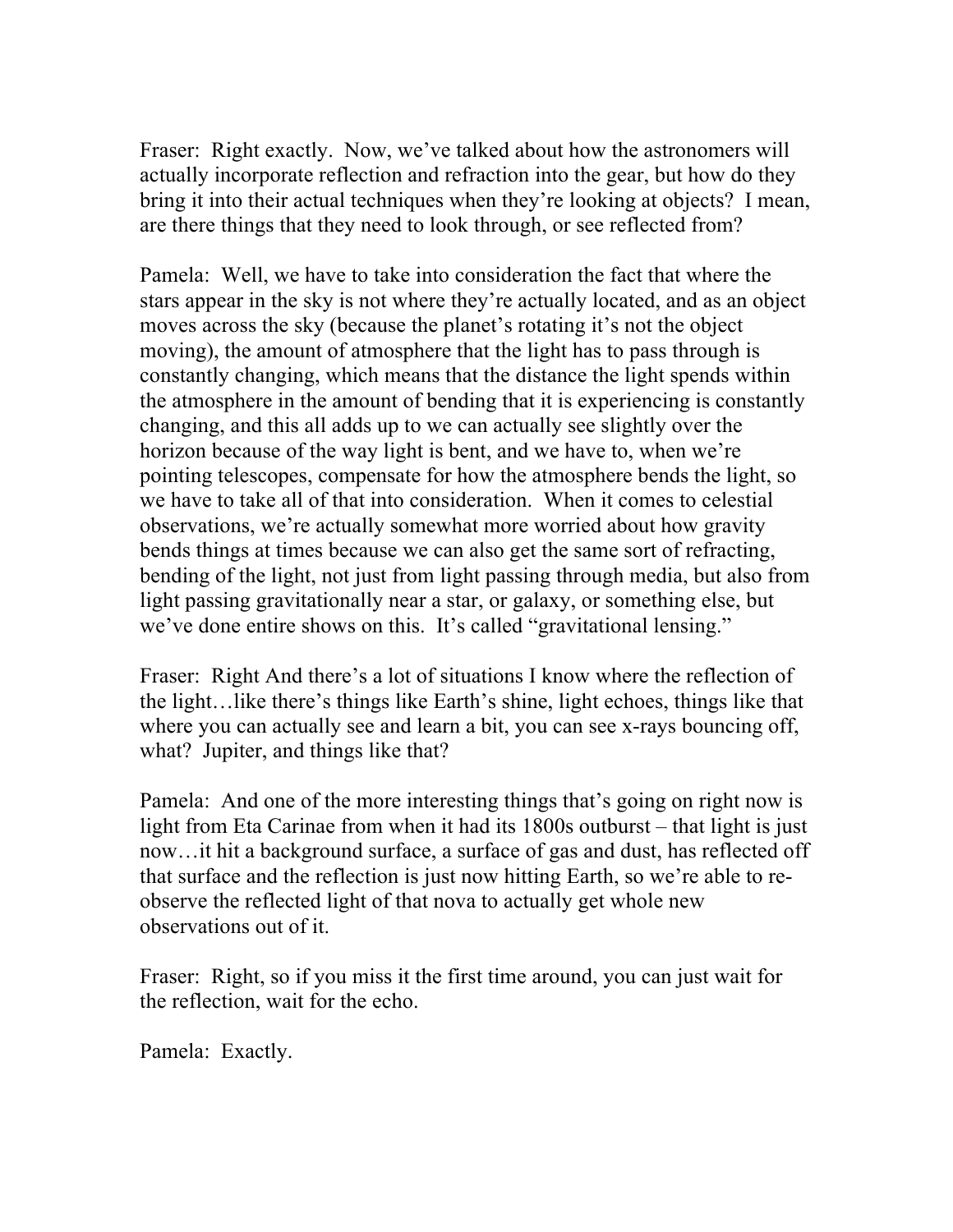Fraser: Right exactly. Now, we've talked about how the astronomers will actually incorporate reflection and refraction into the gear, but how do they bring it into their actual techniques when they're looking at objects? I mean, are there things that they need to look through, or see reflected from?

Pamela: Well, we have to take into consideration the fact that where the stars appear in the sky is not where they're actually located, and as an object moves across the sky (because the planet's rotating it's not the object moving), the amount of atmosphere that the light has to pass through is constantly changing, which means that the distance the light spends within the atmosphere in the amount of bending that it is experiencing is constantly changing, and this all adds up to we can actually see slightly over the horizon because of the way light is bent, and we have to, when we're pointing telescopes, compensate for how the atmosphere bends the light, so we have to take all of that into consideration. When it comes to celestial observations, we're actually somewhat more worried about how gravity bends things at times because we can also get the same sort of refracting, bending of the light, not just from light passing through media, but also from light passing gravitationally near a star, or galaxy, or something else, but we've done entire shows on this. It's called "gravitational lensing."

Fraser: Right And there's a lot of situations I know where the reflection of the light…like there's things like Earth's shine, light echoes, things like that where you can actually see and learn a bit, you can see x-rays bouncing off, what? Jupiter, and things like that?

Pamela: And one of the more interesting things that's going on right now is light from Eta Carinae from when it had its 1800s outburst – that light is just now…it hit a background surface, a surface of gas and dust, has reflected off that surface and the reflection is just now hitting Earth, so we're able to re-observe the reflected light of that nova to actually get whole new observations out of it.

Fraser: Right, so if you miss it the first time around, you can just wait for the reflection, wait for the echo.

Pamela: Exactly.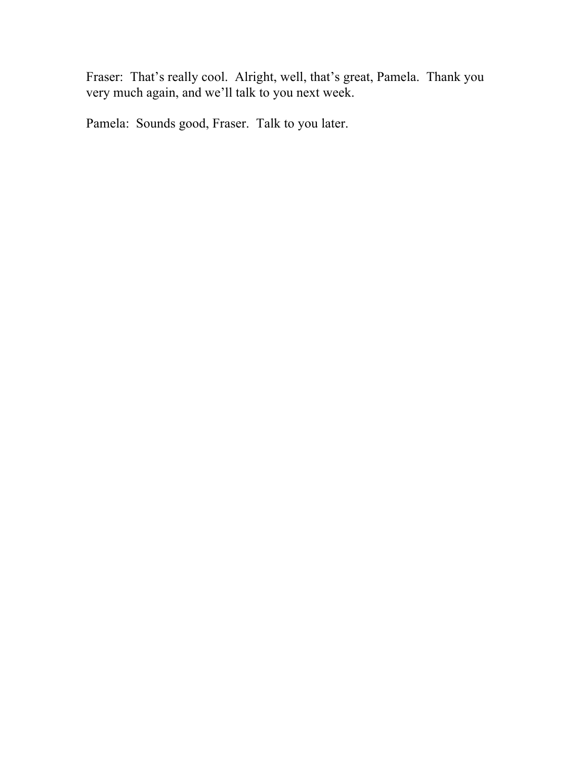Fraser: That's really cool. Alright, well, that's great, Pamela. Thank you very much again, and we'll talk to you next week.

Pamela: Sounds good, Fraser. Talk to you later.